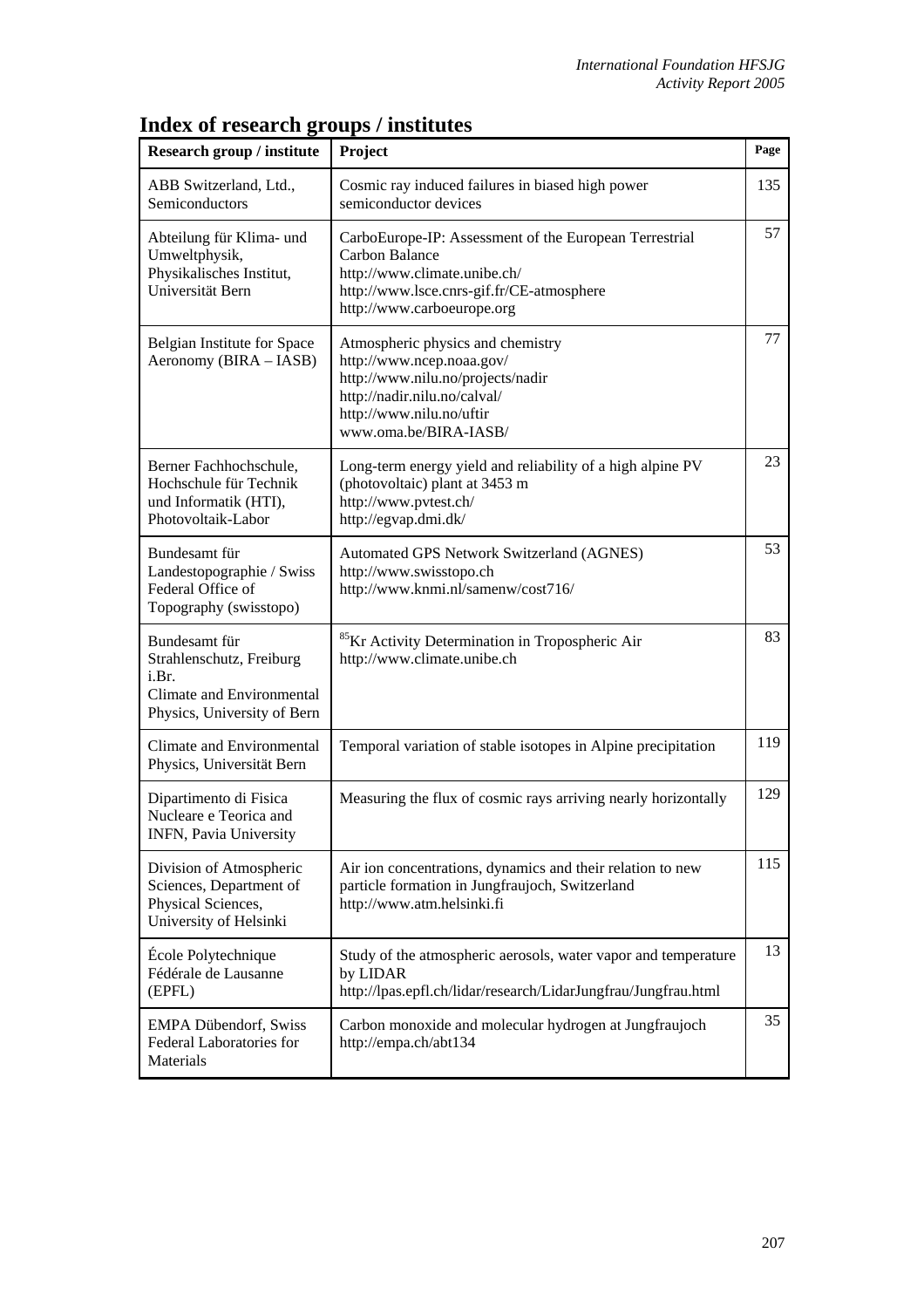# Index of research groups / institutes

| Research group / institute | Project | Page |
|---|---|---|
| ABB Switzerland, Ltd., Semiconductors | Cosmic ray induced failures in biased high power semiconductor devices | 135 |
| Abteilung für Klima- und Umweltphysik, Physikalisches Institut, Universität Bern | CarboEurope-IP: Assessment of the European Terrestrial Carbon Balance<br>http://www.climate.unibe.ch/<br>http://www.lsce.cnrs-gif.fr/CE-atmosphere<br>http://www.carboeurope.org | 57 |
| Belgian Institute for Space Aeronomy (BIRA – IASB) | Atmospheric physics and chemistry<br>http://www.ncep.noaa.gov/<br>http://www.nilu.no/projects/nadir<br>http://nadir.nilu.no/calval/<br>http://www.nilu.no/uftir<br>www.oma.be/BIRA-IASB/ | 77 |
| Berner Fachhochschule, Hochschule für Technik und Informatik (HTI), Photovoltaik-Labor | Long-term energy yield and reliability of a high alpine PV (photovoltaic) plant at 3453 m<br>http://www.pvtest.ch/<br>http://egvap.dmi.dk/ | 23 |
| Bundesamt für Landestopographie / Swiss Federal Office of Topography (swisstopo) | Automated GPS Network Switzerland (AGNES)<br>http://www.swisstopo.ch<br>http://www.knmi.nl/samenw/cost716/ | 53 |
| Bundesamt für Strahlenschutz, Freiburg i.Br.<br>Climate and Environmental Physics, University of Bern | $^{85}$Kr Activity Determination in Tropospheric Air<br>http://www.climate.unibe.ch | 83 |
| Climate and Environmental Physics, Universität Bern | Temporal variation of stable isotopes in Alpine precipitation | 119 |
| Dipartimento di Fisica Nucleare e Teorica and INFN, Pavia University | Measuring the flux of cosmic rays arriving nearly horizontally | 129 |
| Division of Atmospheric Sciences, Department of Physical Sciences, University of Helsinki | Air ion concentrations, dynamics and their relation to new particle formation in Jungfraujoch, Switzerland<br>http://www.atm.helsinki.fi | 115 |
| École Polytechnique Fédérale de Lausanne (EPFL) | Study of the atmospheric aerosols, water vapor and temperature by LIDAR<br>http://lpas.epfl.ch/lidar/research/LidarJungfrau/Jungfrau.html | 13 |
| EMPA Dübendorf, Swiss Federal Laboratories for Materials | Carbon monoxide and molecular hydrogen at Jungfraujoch<br>http://empa.ch/abt134 | 35 |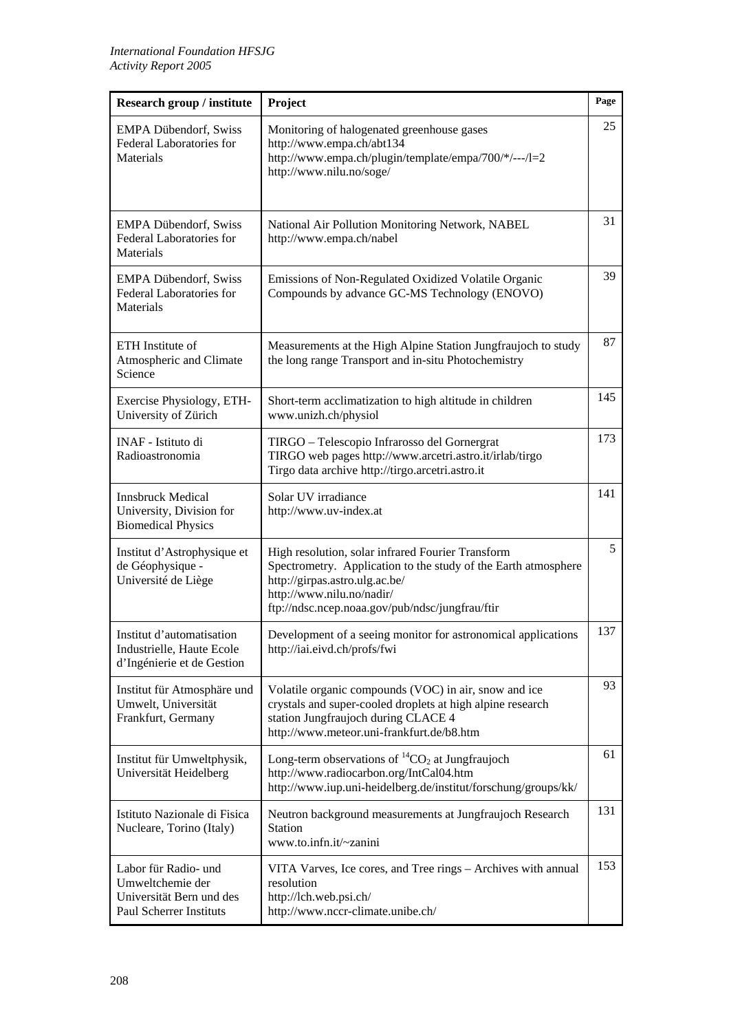| Research group / institute | Project | Page |
|---|---|---|
| EMPA Dübendorf, Swiss Federal Laboratories for Materials | Monitoring of halogenated greenhouse gases<br>http://www.empa.ch/abt134<br>http://www.empa.ch/plugin/template/empa/700/*/---/l=2<br>http://www.nilu.no/soge/ | 25 |
| EMPA Dübendorf, Swiss Federal Laboratories for Materials | National Air Pollution Monitoring Network, NABEL<br>http://www.empa.ch/nabel | 31 |
| EMPA Dübendorf, Swiss Federal Laboratories for Materials | Emissions of Non-Regulated Oxidized Volatile Organic Compounds by advance GC-MS Technology (ENOVO) | 39 |
| ETH Institute of Atmospheric and Climate Science | Measurements at the High Alpine Station Jungfraujoch to study the long range Transport and in-situ Photochemistry | 87 |
| Exercise Physiology, ETH-University of Zürich | Short-term acclimatization to high altitude in children<br>www.unizh.ch/physiol | 145 |
| INAF - Istituto di Radioastronomia | TIRGO – Telescopio Infrarosso del Gornergrat<br>TIRGO web pages http://www.arcetri.astro.it/irlab/tirgo<br>Tirgo data archive http://tirgo.arcetri.astro.it | 173 |
| Innsbruck Medical University, Division for Biomedical Physics | Solar UV irradiance<br>http://www.uv-index.at | 141 |
| Institut d'Astrophysique et de Géophysique - Université de Liège | High resolution, solar infrared Fourier Transform Spectrometry. Application to the study of the Earth atmosphere<br>http://girpas.astro.ulg.ac.be/<br>http://www.nilu.no/nadir/<br>ftp://ndsc.ncep.noaa.gov/pub/ndsc/jungfrau/ftir | 5 |
| Institut d'automatisation Industrielle, Haute Ecole d'Ingénierie et de Gestion | Development of a seeing monitor for astronomical applications<br>http://iai.eivd.ch/profs/fwi | 137 |
| Institut für Atmosphäre und Umwelt, Universität Frankfurt, Germany | Volatile organic compounds (VOC) in air, snow and ice crystals and super-cooled droplets at high alpine research station Jungfraujoch during CLACE 4<br>http://www.meteor.uni-frankfurt.de/b8.htm | 93 |
| Institut für Umweltphysik, Universität Heidelberg | Long-term observations of $^{14}CO_2$ at Jungfraujoch<br>http://www.radiocarbon.org/IntCal04.htm<br>http://www.iup.uni-heidelberg.de/institut/forschung/groups/kk/ | 61 |
| Istituto Nazionale di Fisica Nucleare, Torino (Italy) | Neutron background measurements at Jungfraujoch Research Station<br>www.to.infn.it/~zanini | 131 |
| Labor für Radio- und Umweltchemie der Universität Bern und des Paul Scherrer Instituts | VITA Varves, Ice cores, and Tree rings – Archives with annual resolution<br>http://lch.web.psi.ch/<br>http://www.nccr-climate.unibe.ch/ | 153 |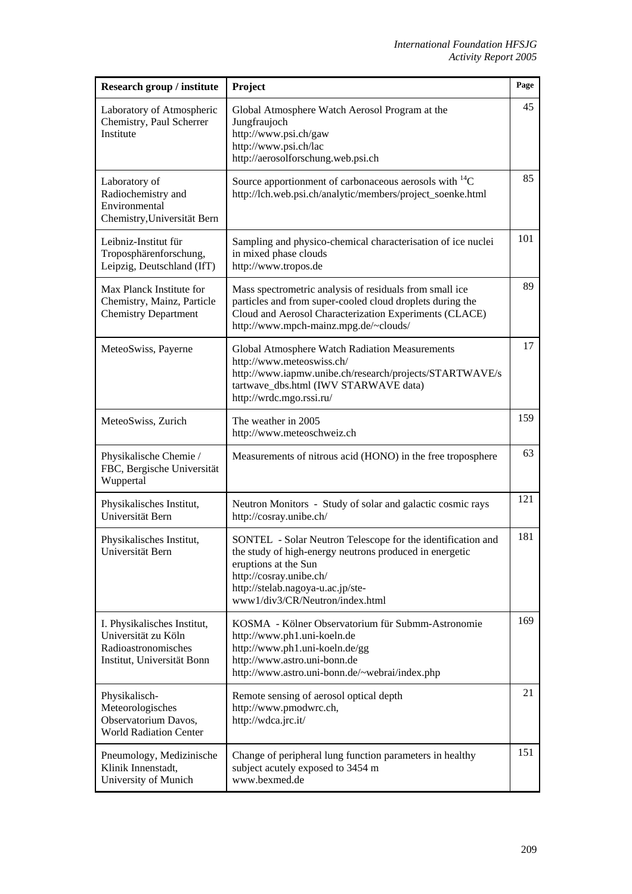| Research group / institute | Project | Page |
|---|---|---|
| Laboratory of Atmospheric Chemistry, Paul Scherrer Institute | Global Atmosphere Watch Aerosol Program at the Jungfraujoch<br>http://www.psi.ch/gaw<br>http://www.psi.ch/lac<br>http://aerosolforschung.web.psi.ch | 45 |
| Laboratory of Radiochemistry and Environmental Chemistry,Universität Bern | Source apportionment of carbonaceous aerosols with $^{14}C$<br>http://lch.web.psi.ch/analytic/members/project_soenke.html | 85 |
| Leibniz-Institut für Troposphärenforschung, Leipzig, Deutschland (IfT) | Sampling and physico-chemical characterisation of ice nuclei in mixed phase clouds<br>http://www.tropos.de | 101 |
| Max Planck Institute for Chemistry, Mainz, Particle Chemistry Department | Mass spectrometric analysis of residuals from small ice particles and from super-cooled cloud droplets during the Cloud and Aerosol Characterization Experiments (CLACE)<br>http://www.mpch-mainz.mpg.de/~clouds/ | 89 |
| MeteoSwiss, Payerne | Global Atmosphere Watch Radiation Measurements<br>http://www.meteoswiss.ch/<br>http://www.iapmw.unibe.ch/research/projects/STARTWAVE/startwave_dbs.html (IWV STARWAVE data)<br>http://wrdc.mgo.rssi.ru/ | 17 |
| MeteoSwiss, Zurich | The weather in 2005<br>http://www.meteoschweiz.ch | 159 |
| Physikalische Chemie / FBC, Bergische Universität Wuppertal | Measurements of nitrous acid (HONO) in the free troposphere | 63 |
| Physikalisches Institut, Universität Bern | Neutron Monitors - Study of solar and galactic cosmic rays<br>http://cosray.unibe.ch/ | 121 |
| Physikalisches Institut, Universität Bern | SONTEL - Solar Neutron Telescope for the identification and the study of high-energy neutrons produced in energetic eruptions at the Sun<br>http://cosray.unibe.ch/<br>http://stelab.nagoya-u.ac.jp/ste-www1/div3/CR/Neutron/index.html | 181 |
| I. Physikalisches Institut, Universität zu Köln<br>Radioastronomisches Institut, Universität Bonn | KOSMA - Kölner Observatorium für Submm-Astronomie<br>http://www.ph1.uni-koeln.de<br>http://www.ph1.uni-koeln.de/gg<br>http://www.astro.uni-bonn.de<br>http://www.astro.uni-bonn.de/~webrai/index.php | 169 |
| Physikalisch-Meteorologisches Observatorium Davos, World Radiation Center | Remote sensing of aerosol optical depth<br>http://www.pmodwrc.ch,<br>http://wdca.jrc.it/ | 21 |
| Pneumology, Medizinische Klinik Innenstadt, University of Munich | Change of peripheral lung function parameters in healthy subject acutely exposed to 3454 m<br>www.bexmed.de | 151 |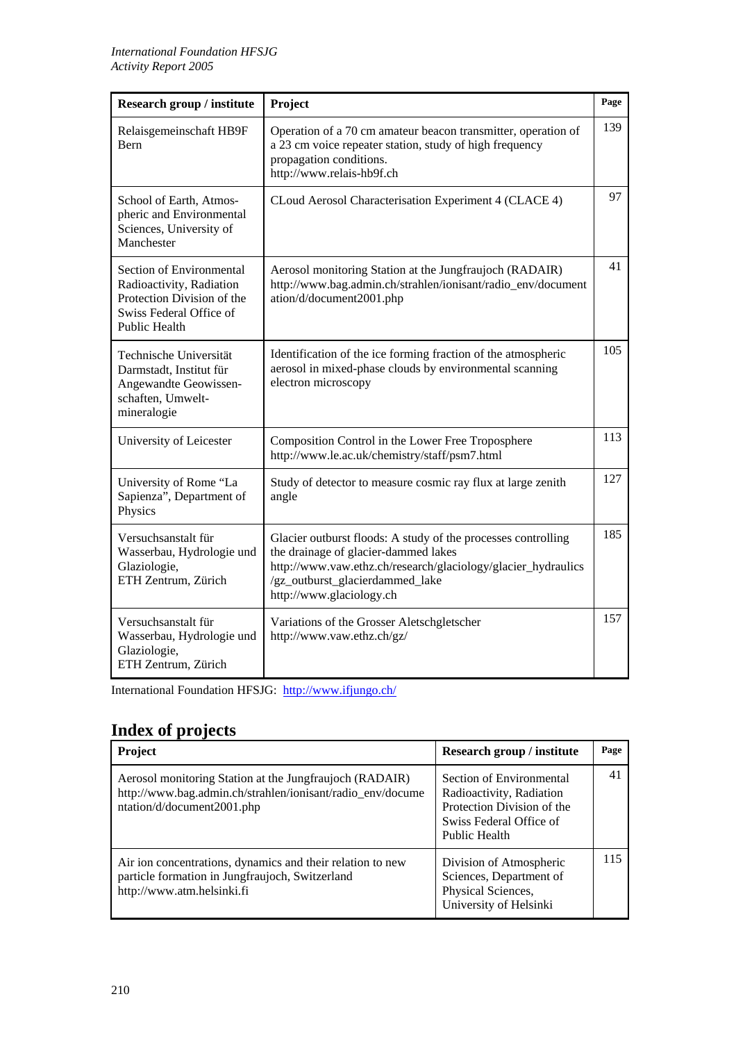| Research group / institute | Project | Page |
|---|---|---|
| Relaisgemeinschaft HB9F Bern | Operation of a 70 cm amateur beacon transmitter, operation of a 23 cm voice repeater station, study of high frequency propagation conditions. http://www.relais-hb9f.ch | 139 |
| School of Earth, Atmospheric and Environmental Sciences, University of Manchester | CLoud Aerosol Characterisation Experiment 4 (CLACE 4) | 97 |
| Section of Environmental Radioactivity, Radiation Protection Division of the Swiss Federal Office of Public Health | Aerosol monitoring Station at the Jungfraujoch (RADAIR) http://www.bag.admin.ch/strahlen/ionisant/radio_env/documentation/d/document2001.php | 41 |
| Technische Universität Darmstadt, Institut für Angewandte Geowissenschaften, Umweltmineralogie | Identification of the ice forming fraction of the atmospheric aerosol in mixed-phase clouds by environmental scanning electron microscopy | 105 |
| University of Leicester | Composition Control in the Lower Free Troposphere http://www.le.ac.uk/chemistry/staff/psm7.html | 113 |
| University of Rome "La Sapienza", Department of Physics | Study of detector to measure cosmic ray flux at large zenith angle | 127 |
| Versuchsanstalt für Wasserbau, Hydrologie und Glaziologie, ETH Zentrum, Zürich | Glacier outburst floods: A study of the processes controlling the drainage of glacier-dammed lakes http://www.vaw.ethz.ch/research/glaciology/glacier_hydraulics/gz_outburst_glacierdammed_lake http://www.glaciology.ch | 185 |
| Versuchsanstalt für Wasserbau, Hydrologie und Glaziologie, ETH Zentrum, Zürich | Variations of the Grosser Aletschgletscher http://www.vaw.ethz.ch/gz/ | 157 |

International Foundation HFSJG: http://www.ifjungo.ch/

# Index of projects

| Project | Research group / institute | Page |
|---|---|---|
| Aerosol monitoring Station at the Jungfraujoch (RADAIR) http://www.bag.admin.ch/strahlen/ionisant/radio_env/documentation/d/document2001.php | Section of Environmental Radioactivity, Radiation Protection Division of the Swiss Federal Office of Public Health | 41 |
| Air ion concentrations, dynamics and their relation to new particle formation in Jungfraujoch, Switzerland http://www.atm.helsinki.fi | Division of Atmospheric Sciences, Department of Physical Sciences, University of Helsinki | 115 |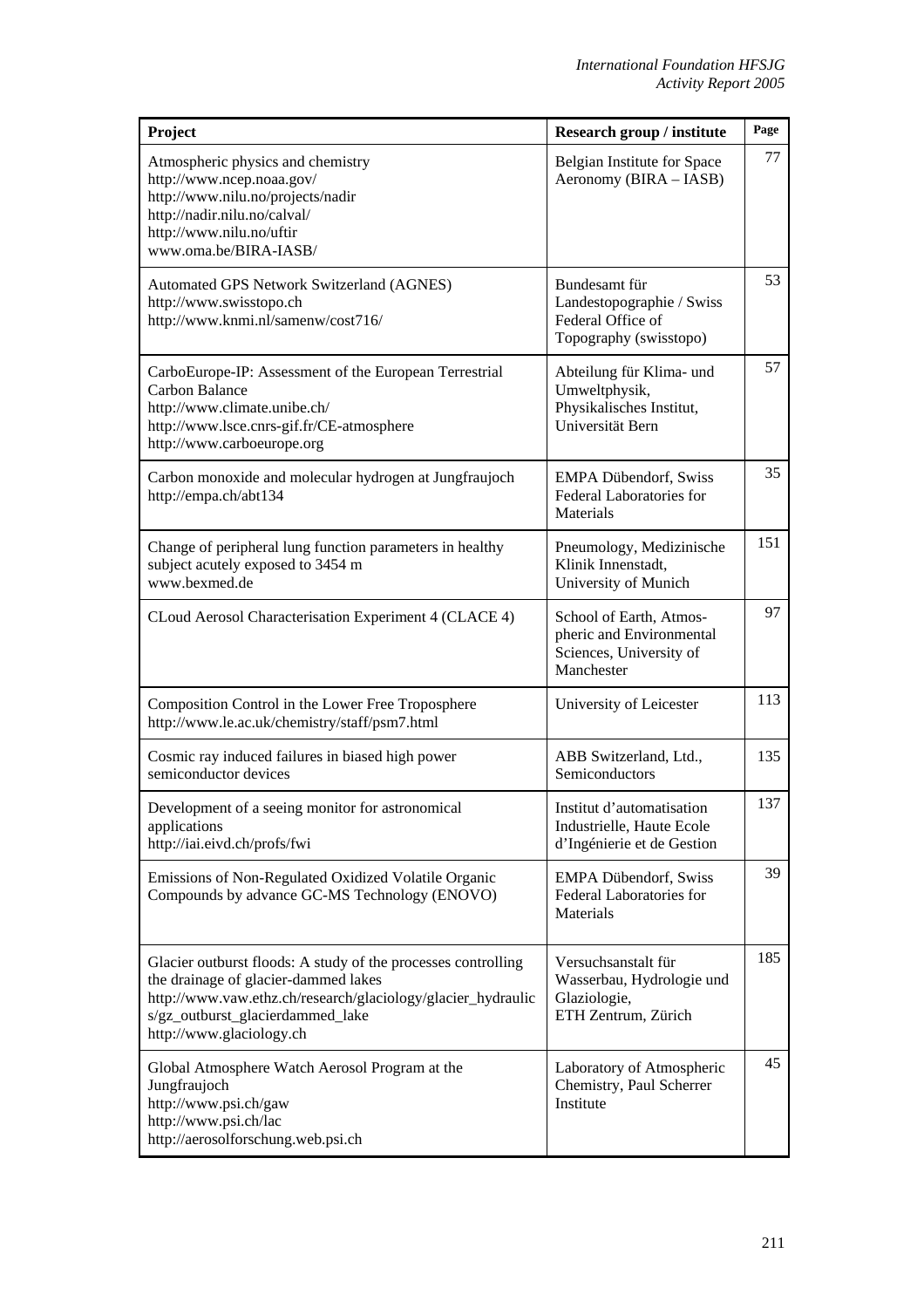| Project | Research group / institute | Page |
|---|---|---|
| Atmospheric physics and chemistry<br>http://www.ncep.noaa.gov/<br>http://www.nilu.no/projects/nadir<br>http://nadir.nilu.no/calval/<br>http://www.nilu.no/uftir<br>www.oma.be/BIRA-IASB/ | Belgian Institute for Space Aeronomy (BIRA – IASB) | 77 |
| Automated GPS Network Switzerland (AGNES)<br>http://www.swisstopo.ch<br>http://www.knmi.nl/samenw/cost716/ | Bundesamt für Landestopographie / Swiss Federal Office of Topography (swisstopo) | 53 |
| CarboEurope-IP: Assessment of the European Terrestrial Carbon Balance<br>http://www.climate.unibe.ch/<br>http://www.lsce.cnrs-gif.fr/CE-atmosphere<br>http://www.carboeurope.org | Abteilung für Klima- und Umweltphysik, Physikalisches Institut, Universität Bern | 57 |
| Carbon monoxide and molecular hydrogen at Jungfraujoch<br>http://empa.ch/abt134 | EMPA Dübendorf, Swiss Federal Laboratories for Materials | 35 |
| Change of peripheral lung function parameters in healthy subject acutely exposed to 3454 m<br>www.bexmed.de | Pneumology, Medizinische Klinik Innenstadt, University of Munich | 151 |
| CLoud Aerosol Characterisation Experiment 4 (CLACE 4) | School of Earth, Atmos-pheric and Environmental Sciences, University of Manchester | 97 |
| Composition Control in the Lower Free Troposphere<br>http://www.le.ac.uk/chemistry/staff/psm7.html | University of Leicester | 113 |
| Cosmic ray induced failures in biased high power semiconductor devices | ABB Switzerland, Ltd., Semiconductors | 135 |
| Development of a seeing monitor for astronomical applications<br>http://iai.eivd.ch/profs/fwi | Institut d'automatisation Industrielle, Haute Ecole d'Ingénierie et de Gestion | 137 |
| Emissions of Non-Regulated Oxidized Volatile Organic Compounds by advance GC-MS Technology (ENOVO) | EMPA Dübendorf, Swiss Federal Laboratories for Materials | 39 |
| Glacier outburst floods: A study of the processes controlling the drainage of glacier-dammed lakes<br>http://www.vaw.ethz.ch/research/glaciology/glacier_hydraulics/gz_outburst_glacierdammed_lake<br>http://www.glaciology.ch | Versuchsanstalt für Wasserbau, Hydrologie und Glaziologie, ETH Zentrum, Zürich | 185 |
| Global Atmosphere Watch Aerosol Program at the Jungfraujoch<br>http://www.psi.ch/gaw<br>http://www.psi.ch/lac<br>http://aerosolforschung.web.psi.ch | Laboratory of Atmospheric Chemistry, Paul Scherrer Institute | 45 |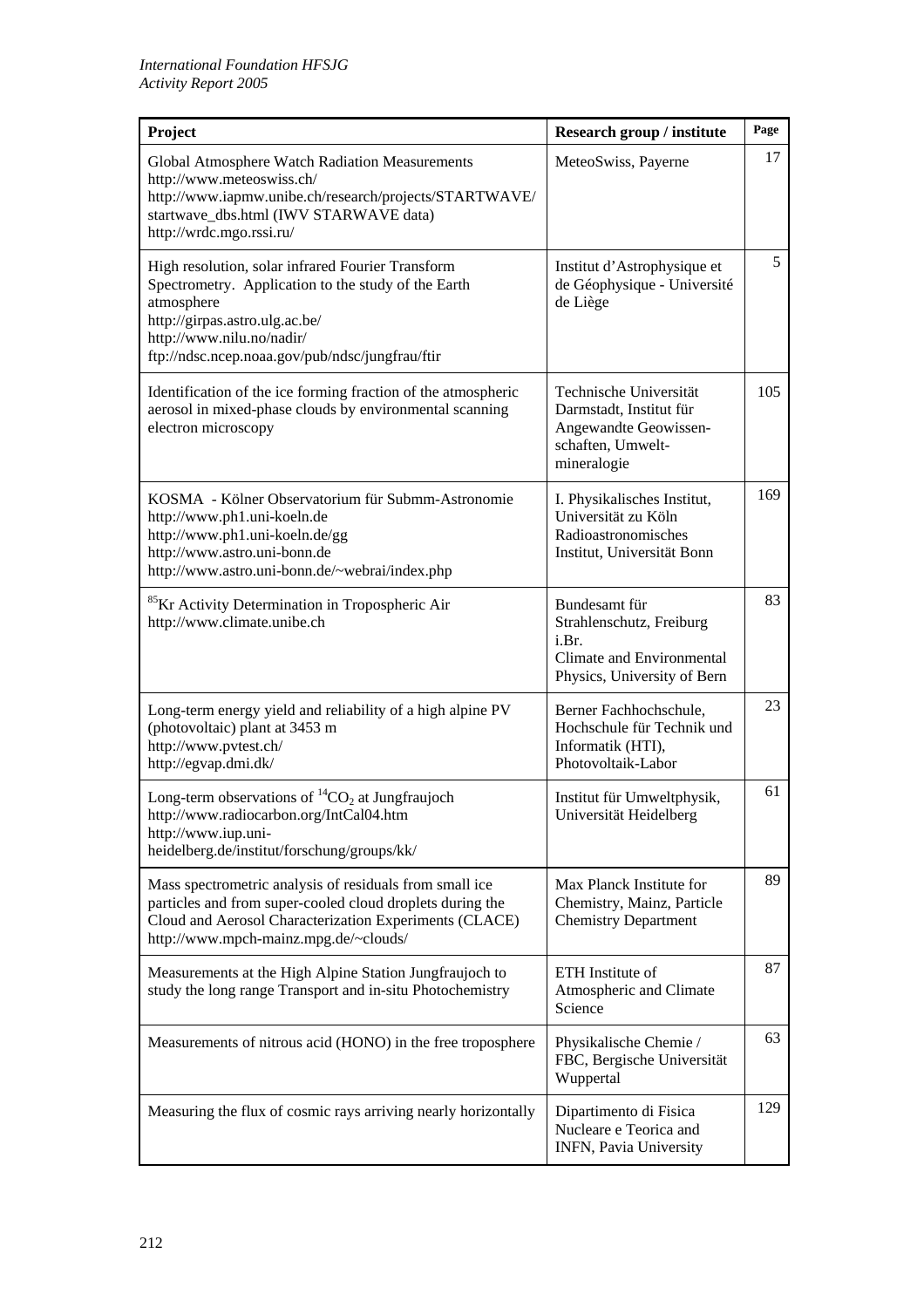| Project | Research group / institute | Page |
|---|---|---|
| Global Atmosphere Watch Radiation Measurements http://www.meteoswiss.ch/ http://www.iapmw.unibe.ch/research/projects/STARTWAVE/ startwave_dbs.html (IWV STARWAVE data) http://wrdc.mgo.rssi.ru/ | MeteoSwiss, Payerne | 17 |
| High resolution, solar infrared Fourier Transform Spectrometry. Application to the study of the Earth atmosphere http://girpas.astro.ulg.ac.be/ http://www.nilu.no/nadir/ ftp://ndsc.ncep.noaa.gov/pub/ndsc/jungfrau/ftir | Institut d'Astrophysique et de Géophysique - Université de Liège | 5 |
| Identification of the ice forming fraction of the atmospheric aerosol in mixed-phase clouds by environmental scanning electron microscopy | Technische Universität Darmstadt, Institut für Angewandte Geowissen-schaften, Umwelt-mineralogie | 105 |
| KOSMA - Kölner Observatorium für Submm-Astronomie http://www.ph1.uni-koeln.de http://www.ph1.uni-koeln.de/gg http://www.astro.uni-bonn.de http://www.astro.uni-bonn.de/~webrai/index.php | I. Physikalisches Institut, Universität zu Köln Radioastronomisches Institut, Universität Bonn | 169 |
| $^{85}$Kr Activity Determination in Tropospheric Air http://www.climate.unibe.ch | Bundesamt für Strahlenschutz, Freiburg i.Br. Climate and Environmental Physics, University of Bern | 83 |
| Long-term energy yield and reliability of a high alpine PV (photovoltaic) plant at 3453 m http://www.pvtest.ch/ http://egvap.dmi.dk/ | Berner Fachhochschule, Hochschule für Technik und Informatik (HTI), Photovoltaik-Labor | 23 |
| Long-term observations of $^{14}CO_2$ at Jungfraujoch http://www.radiocarbon.org/IntCal04.htm http://www.iup.uni-heidelberg.de/institut/forschung/groups/kk/ | Institut für Umweltphysik, Universität Heidelberg | 61 |
| Mass spectrometric analysis of residuals from small ice particles and from super-cooled cloud droplets during the Cloud and Aerosol Characterization Experiments (CLACE) http://www.mpch-mainz.mpg.de/~clouds/ | Max Planck Institute for Chemistry, Mainz, Particle Chemistry Department | 89 |
| Measurements at the High Alpine Station Jungfraujoch to study the long range Transport and in-situ Photochemistry | ETH Institute of Atmospheric and Climate Science | 87 |
| Measurements of nitrous acid (HONO) in the free troposphere | Physikalische Chemie / FBC, Bergische Universität Wuppertal | 63 |
| Measuring the flux of cosmic rays arriving nearly horizontally | Dipartimento di Fisica Nucleare e Teorica and INFN, Pavia University | 129 |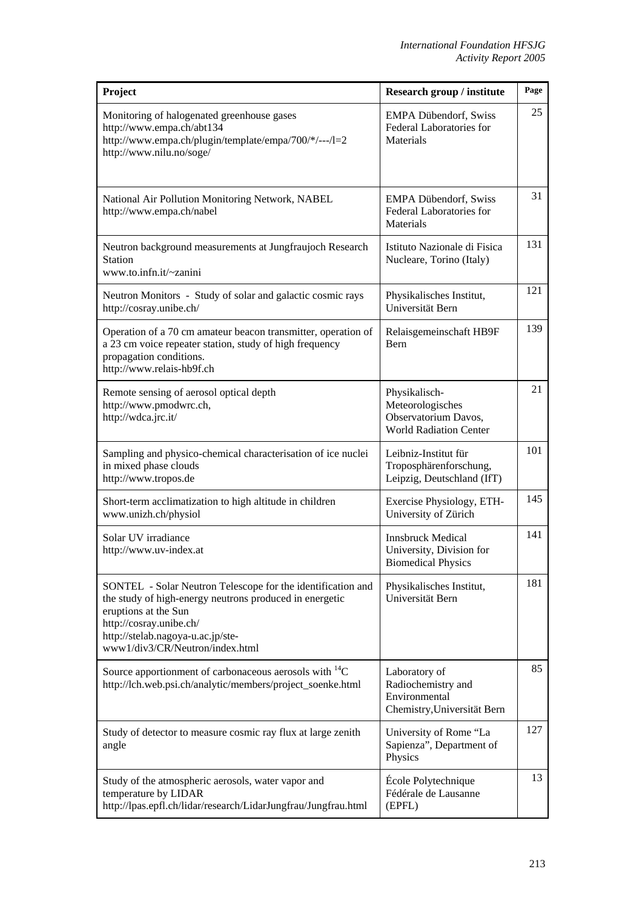| Project | Research group / institute | Page |
|---|---|---|
| Monitoring of halogenated greenhouse gases<br>http://www.empa.ch/abt134<br>http://www.empa.ch/plugin/template/empa/700/*/---/l=2<br>http://www.nilu.no/soge/ | EMPA Dübendorf, Swiss Federal Laboratories for Materials | 25 |
| National Air Pollution Monitoring Network, NABEL<br>http://www.empa.ch/nabel | EMPA Dübendorf, Swiss Federal Laboratories for Materials | 31 |
| Neutron background measurements at Jungfraujoch Research Station<br>www.to.infn.it/~zanini | Istituto Nazionale di Fisica Nucleare, Torino (Italy) | 131 |
| Neutron Monitors - Study of solar and galactic cosmic rays<br>http://cosray.unibe.ch/ | Physikalisches Institut, Universität Bern | 121 |
| Operation of a 70 cm amateur beacon transmitter, operation of a 23 cm voice repeater station, study of high frequency propagation conditions.<br>http://www.relais-hb9f.ch | Relaisgemeinschaft HB9F Bern | 139 |
| Remote sensing of aerosol optical depth<br>http://www.pmodwrc.ch,<br>http://wdca.jrc.it/ | Physikalisch-Meteorologisches Observatorium Davos, World Radiation Center | 21 |
| Sampling and physico-chemical characterisation of ice nuclei in mixed phase clouds<br>http://www.tropos.de | Leibniz-Institut für Troposphärenforschung, Leipzig, Deutschland (IfT) | 101 |
| Short-term acclimatization to high altitude in children<br>www.unizh.ch/physiol | Exercise Physiology, ETH-University of Zürich | 145 |
| Solar UV irradiance<br>http://www.uv-index.at | Innsbruck Medical University, Division for Biomedical Physics | 141 |
| SONTEL - Solar Neutron Telescope for the identification and the study of high-energy neutrons produced in energetic eruptions at the Sun<br>http://cosray.unibe.ch/<br>http://stelab.nagoya-u.ac.jp/ste-www1/div3/CR/Neutron/index.html | Physikalisches Institut, Universität Bern | 181 |
| Source apportionment of carbonaceous aerosols with $^{14}C$<br>http://lch.web.psi.ch/analytic/members/project_soenke.html | Laboratory of Radiochemistry and Environmental Chemistry,Universität Bern | 85 |
| Study of detector to measure cosmic ray flux at large zenith angle | University of Rome "La Sapienza", Department of Physics | 127 |
| Study of the atmospheric aerosols, water vapor and temperature by LIDAR<br>http://lpas.epfl.ch/lidar/research/LidarJungfrau/Jungfrau.html | École Polytechnique Fédérale de Lausanne (EPFL) | 13 |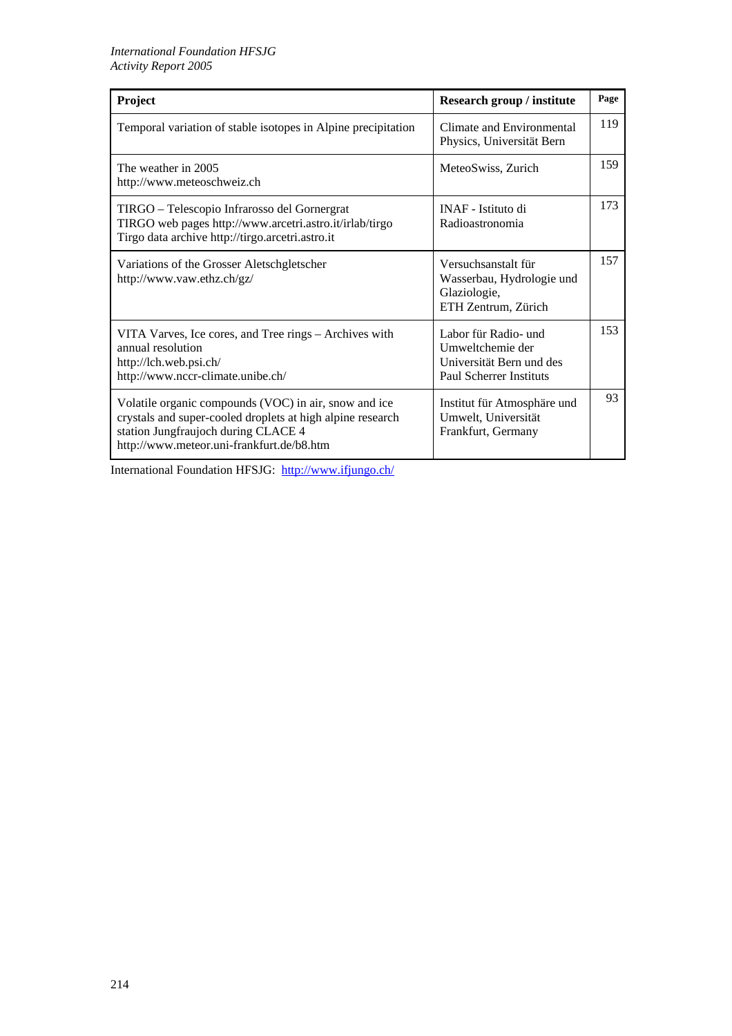| Project | Research group / institute | Page |
|---|---|---|
| Temporal variation of stable isotopes in Alpine precipitation | Climate and Environmental Physics, Universität Bern | 119 |
| The weather in 2005<br>http://www.meteoschweiz.ch | MeteoSwiss, Zurich | 159 |
| TIRGO – Telescopio Infrarosso del Gornergrat<br>TIRGO web pages http://www.arcetri.astro.it/irlab/tirgo<br>Tirgo data archive http://tirgo.arcetri.astro.it | INAF - Istituto di Radioastronomia | 173 |
| Variations of the Grosser Aletschgletscher<br>http://www.vaw.ethz.ch/gz/ | Versuchsanstalt für Wasserbau, Hydrologie und Glaziologie, ETH Zentrum, Zürich | 157 |
| VITA Varves, Ice cores, and Tree rings – Archives with annual resolution<br>http://lch.web.psi.ch/<br>http://www.nccr-climate.unibe.ch/ | Labor für Radio- und Umweltchemie der Universität Bern und des Paul Scherrer Instituts | 153 |
| Volatile organic compounds (VOC) in air, snow and ice crystals and super-cooled droplets at high alpine research station Jungfraujoch during CLACE 4<br>http://www.meteor.uni-frankfurt.de/b8.htm | Institut für Atmosphäre und Umwelt, Universität Frankfurt, Germany | 93 |

International Foundation HFSJG: http://www.ifjungo.ch/